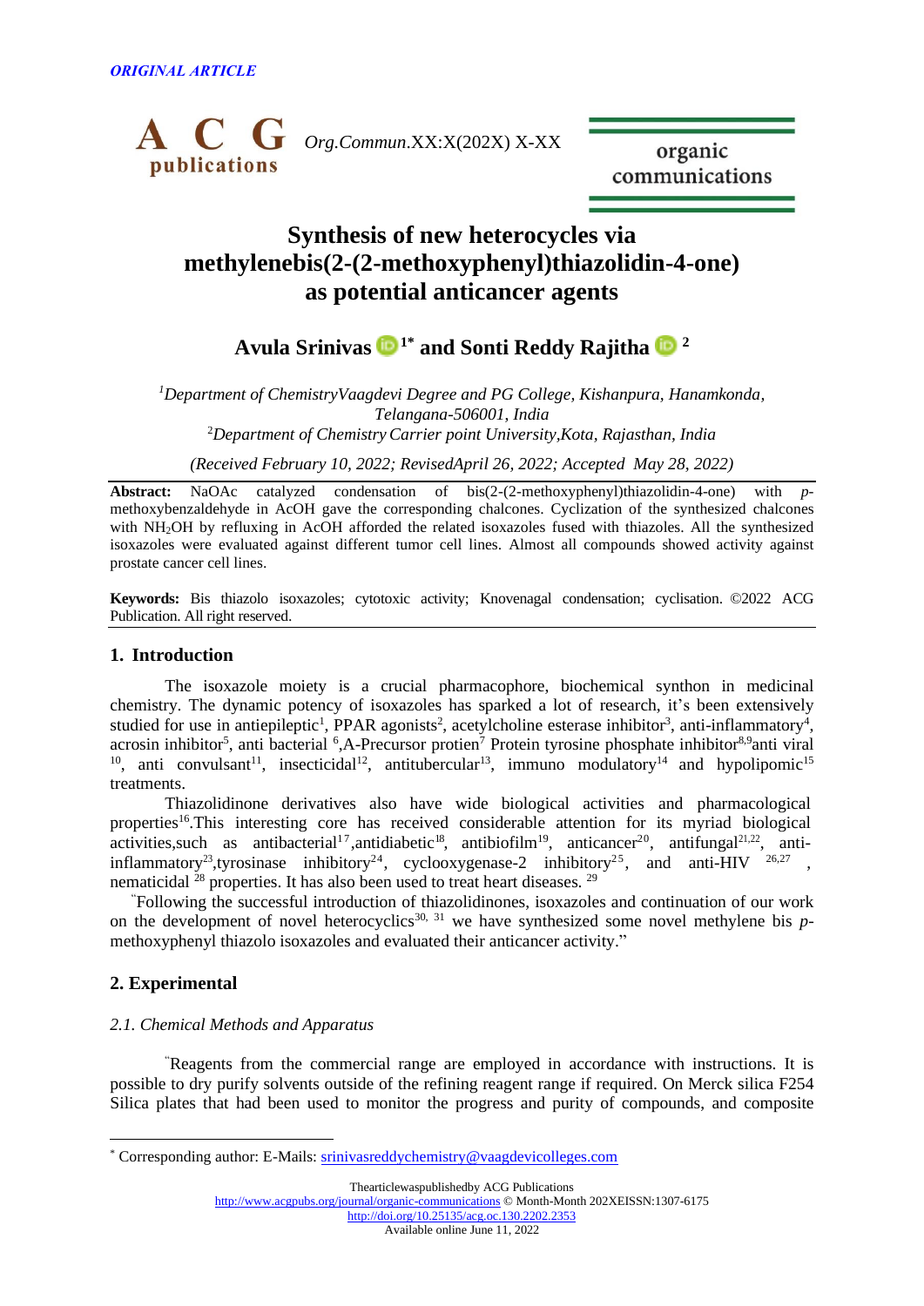*ORIGINAL ARTICLE*

# Synthesis of new heterocycles via methylenebis(2-(2-methoxyphenyl)thiazolidin-4-one) as potential anticancer agents

**Avula Srinivas [1*] and Sonti Reddy Rajitha [2]**

[1]*Department of ChemistryVaagdevi Degree and PG College, Kishanpura, Hanamkonda, Telangana-506001, India*

[2]*Department of Chemistry Carrier point University,Kota, Rajasthan, India*

*(Received February 10, 2022; RevisedApril 26, 2022; Accepted May 28, 2022)*

**Abstract:** NaOAc catalyzed condensation of bis(2-(2-methoxyphenyl)thiazolidin-4-one) with *p*-methoxybenzaldehyde in AcOH gave the corresponding chalcones. Cyclization of the synthesized chalcones with $NH_2OH$ by refluxing in AcOH afforded the related isoxazoles fused with thiazoles. All the synthesized isoxazoles were evaluated against different tumor cell lines. Almost all compounds showed activity against prostate cancer cell lines.

**Keywords:** Bis thiazolo isoxazoles; cytotoxic activity; Knovenagal condensation; cyclisation. ©2022 ACG Publication. All right reserved.

## 1. Introduction

The isoxazole moiety is a crucial pharmacophore, biochemical synthon in medicinal chemistry. The dynamic potency of isoxazoles has sparked a lot of research, it's been extensively studied for use in antiepileptic[1], PPAR agonists[2], acetylcholine esterase inhibitor[3], anti-inflammatory[4], acrosin inhibitor[5], anti bacterial [6],A-Precursor protien[7] Protein tyrosine phosphate inhibitor[8,9]anti viral [10], anti convulsant[11], insecticidal[12], antitubercular[13], immuno modulatory[14] and hypolipomic[15] treatments.

Thiazolidinone derivatives also have wide biological activities and pharmacological properties[16].This interesting core has received considerable attention for its myriad biological activities,such as antibacterial[17],antidiabetic[18], antibiofilm[19], anticancer[20], antifungal[21,22], anti-inflammatory[23],tyrosinase inhibitory[24], cyclooxygenase-2 inhibitory[25], and anti-HIV [26,27] , nematicidal [28] properties. It has also been used to treat heart diseases. [29]

"Following the successful introduction of thiazolidinones, isoxazoles and continuation of our work on the development of novel heterocyclics[30, 31] we have synthesized some novel methylene bis *p*-methoxyphenyl thiazolo isoxazoles and evaluated their anticancer activity."

## 2. Experimental

### *2.1. Chemical Methods and Apparatus*

"Reagents from the commercial range are employed in accordance with instructions. It is possible to dry purify solvents outside of the refining reagent range if required. On Merck silica F254 Silica plates that had been used to monitor the progress and purity of compounds, and composite

---

\* Corresponding author: E-Mails: srinivasreddychemistry@vaagdevicolleges.com

Thearticlewaspublishedby ACG Publications
http://www.acgpubs.org/journal/organic-communications © Month-Month 202XEISSN:1307-6175
http://doi.org/10.25135/acg.oc.130.2202.2353
Available online June 11, 2022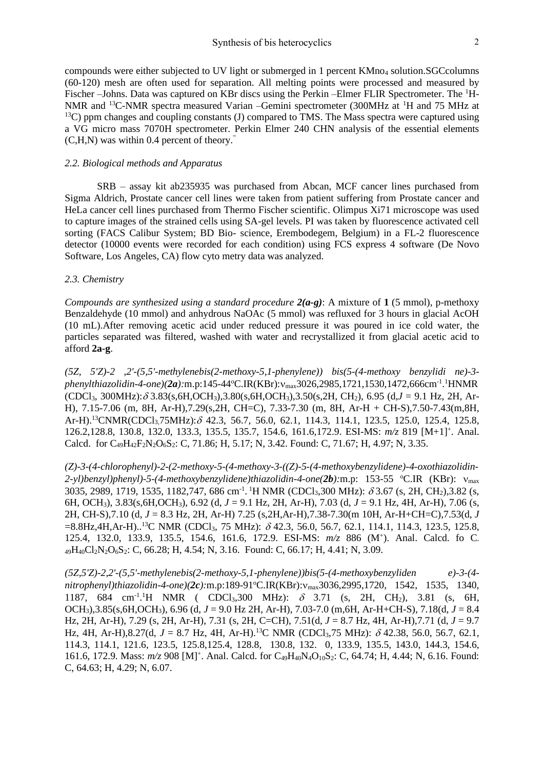compounds were either subjected to UV light or submerged in 1 percent $KMno_4$ solution.SGCcolumns (60-120) mesh are often used for separation. All melting points were processed and measured by Fischer –Johns. Data was captured on KBr discs using the Perkin –Elmer FLIR Spectrometer. The $^1H$-NMR and $^{13}C$-NMR spectra measured Varian –Gemini spectrometer (300MHz at $^1H$ and 75 MHz at $^{13}C$) ppm changes and coupling constants (J) compared to TMS. The Mass spectra were captured using a VG micro mass 7070H spectrometer. Perkin Elmer 240 CHN analysis of the essential elements (C,H,N) was within 0.4 percent of theory.

### *2.2. Biological methods and Apparatus*

SRB – assay kit ab235935 was purchased from Abcan, MCF cancer lines purchased from Sigma Aldrich, Prostate cancer cell lines were taken from patient suffering from Prostate cancer and HeLa cancer cell lines purchased from Thermo Fischer scientific. Olimpus Xi71 microscope was used to capture images of the strained cells using SA-gel levels. PI was taken by fluorescence activated cell sorting (FACS Calibur System; BD Bio- science, Erembodegem, Belgium) in a FL-2 fluorescence detector (10000 events were recorded for each condition) using FCS express 4 software (De Novo Software, Los Angeles, CA) flow cyto metry data was analyzed.

### *2.3. Chemistry*

*Compounds are synthesized using a standard procedure **2(a-g)***: A mixture of **1** (5 mmol), p-methoxy Benzaldehyde (10 mmol) and anhydrous NaOAc (5 mmol) was refluxed for 3 hours in glacial AcOH (10 mL).After removing acetic acid under reduced pressure it was poured in ice cold water, the particles separated was filtered, washed with water and recrystallized it from glacial acetic acid to afford **2a-g**.

*(5Z, 5'Z)-2 ,2'-(5,5'-methylenebis(2-methoxy-5,1-phenylene)) bis(5-(4-methoxy benzylidi ne)-3-phenylthiazolidin-4-one)(**2a**):*m.p:145-44°C.IR(KBr):$\nu_{max}$3026,2985,1721,1530,1472,666cm$^{-1}$.$^1$HNMR ($CDCl_3$, 300MHz):$\delta$ 3.83(s,6H,$OCH_3$),3.80(s,6H,$OCH_3$),3.50(s,2H, $CH_2$), 6.95 (d,$J$ = 9.1 Hz, 2H, Ar-H), 7.15-7.06 (m, 8H, Ar-H),7.29(s,2H, CH=C), 7.33-7.30 (m, 8H, Ar-H + CH-S),7.50-7.43(m,8H, Ar-H).$^{13}$CNMR($CDCl_3$,75MHz):$\delta$ 42.3, 56.7, 56.0, 62.1, 114.3, 114.1, 123.5, 125.0, 125.4, 125.8, 126.2,128.8, 130.8, 132.0, 133.3, 135.5, 135.7, 154.6, 161.6,172.9. ESI-MS: $m/z$ 819 [M+1]$^+$. Anal. Calcd. for $C_{49}H_{42}F_2N_2O_6S_2$: C, 71.86; H, 5.17; N, 3.42. Found: C, 71.67; H, 4.97; N, 3.35.

*(Z)-3-(4-chlorophenyl)-2-(2-methoxy-5-(4-methoxy-3-((Z)-5-(4-methoxybenzylidene)-4-oxothiazolidin-2-yl)benzyl)phenyl)-5-(4-methoxybenzylidene)thiazolidin-4-one(**2b**):*m.p: 153-55 °C.IR (KBr): $\nu_{max}$ 3035, 2989, 1719, 1535, 1182,747, 686 cm$^{-1}$. $^1$H NMR ($CDCl_3$,300 MHz): $\delta$ 3.67 (s, 2H, $CH_2$),3.82 (s, 6H, $OCH_3$), 3.83(s,6H,$OCH_3$), 6.92 (d, $J$ = 9.1 Hz, 2H, Ar-H), 7.03 (d, $J$ = 9.1 Hz, 4H, Ar-H), 7.06 (s, 2H, CH-S),7.10 (d, $J$ = 8.3 Hz, 2H, Ar-H) 7.25 (s,2H,Ar-H),7.38-7.30(m 10H, Ar-H+CH=C),7.53(d, $J$ =8.8Hz,4H,Ar-H)..$^{13}$C NMR ($CDCl_3$, 75 MHz): $\delta$ 42.3, 56.0, 56.7, 62.1, 114.1, 114.3, 123.5, 125.8, 125.4, 132.0, 133.9, 135.5, 154.6, 161.6, 172.9. ESI-MS: $m/z$ 886 (M$^+$). Anal. Calcd. fo $C_{49}H_{40}Cl_2N_2O_6S_2$: C, 66.28; H, 4.54; N, 3.16. Found: C, 66.17; H, 4.41; N, 3.09.

*(5Z,5'Z)-2,2'-(5,5'-methylenebis(2-methoxy-5,1-phenylene))bis(5-(4-methoxybenzyliden e)-3-(4-nitrophenyl)thiazolidin-4-one)(**2c**):*m.p:189-91°C.IR(KBr):$\nu_{max}$3036,2995,1720, 1542, 1535, 1340, 1187, 684 cm$^{-1}$.$^1$H NMR ( $CDCl_3$,300 MHz): $\delta$ 3.71 (s, 2H, $CH_2$), 3.81 (s, 6H, $OCH_3$),3.85(s,6H,$OCH_3$), 6.96 (d, $J$ = 9.0 Hz 2H, Ar-H), 7.03-7.0 (m,6H, Ar-H+CH-S), 7.18(d, $J$ = 8.4 Hz, 2H, Ar-H), 7.29 (s, 2H, Ar-H), 7.31 (s, 2H, C=CH), 7.51(d, $J$ = 8.7 Hz, 4H, Ar-H),7.71 (d, $J$ = 9.7 Hz, 4H, Ar-H),8.27(d, $J$ = 8.7 Hz, 4H, Ar-H).$^{13}$C NMR ($CDCl_3$,75 MHz): $\delta$ 42.38, 56.0, 56.7, 62.1, 114.3, 114.1, 121.6, 123.5, 125.8,125.4, 128.8, 130.8, 132. 0, 133.9, 135.5, 143.0, 144.3, 154.6, 161.6, 172.9. Mass: $m/z$ 908 [M]$^+$. Anal. Calcd. for $C_{49}H_{40}N_4O_{10}S_2$: C, 64.74; H, 4.44; N, 6.16. Found: C, 64.63; H, 4.29; N, 6.07.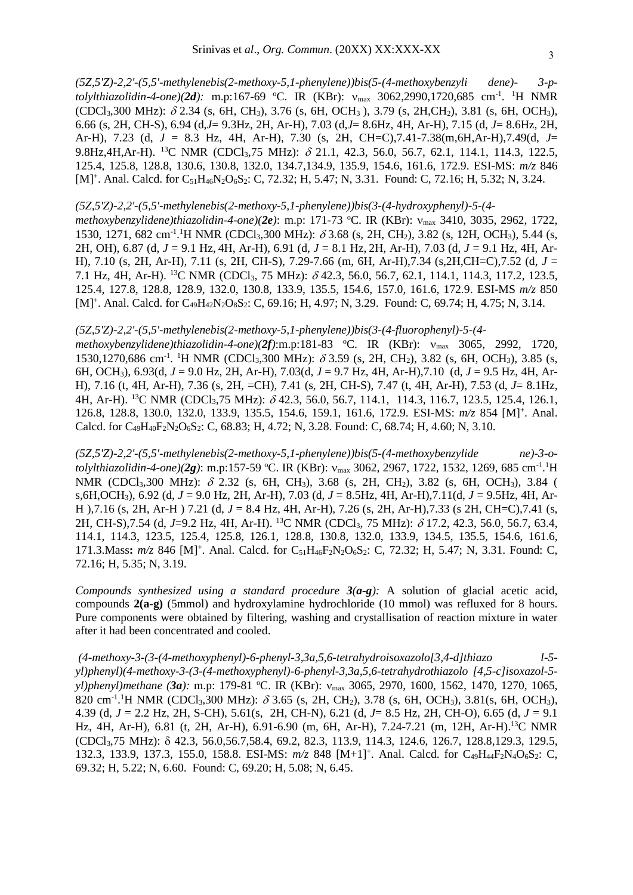*(5Z,5'Z)-2,2'-(5,5'-methylenebis(2-methoxy-5,1-phenylene))bis(5-(4-methoxybenzyli dene)- 3-p-tolylthiazolidin-4-one)(**2d**):* m.p:167-69 ºC. IR (KBr): $\nu_{max}$ 3062,2990,1720,685 cm$^{-1}$. $^1$H NMR (CDCl$_3$,300 MHz): $\delta$ 2.34 (s, 6H, CH$_3$), 3.76 (s, 6H, OCH$_3$ ), 3.79 (s, 2H,CH$_2$), 3.81 (s, 6H, OCH$_3$), 6.66 (s, 2H, CH-S), 6.94 (d,*J*= 9.3Hz, 2H, Ar-H), 7.03 (d,*J*= 8.6Hz, 4H, Ar-H), 7.15 (d, *J*= 8.6Hz, 2H, Ar-H), 7.23 (d, *J* = 8.3 Hz, 4H, Ar-H), 7.30 (s, 2H, CH=C),7.41-7.38(m,6H,Ar-H),7.49(d, *J*= 9.8Hz,4H,Ar-H). $^{13}$C NMR (CDCl$_3$,75 MHz): $\delta$ 21.1, 42.3, 56.0, 56.7, 62.1, 114.1, 114.3, 122.5, 125.4, 125.8, 128.8, 130.6, 130.8, 132.0, 134.7,134.9, 135.9, 154.6, 161.6, 172.9. ESI-MS: *m/z* 846 [M]$^+$. Anal. Calcd. for $C_{51}H_{46}N_2O_6S_2$: C, 72.32; H, 5.47; N, 3.31. Found: C, 72.16; H, 5.32; N, 3.24.

*(5Z,5'Z)-2,2'-(5,5'-methylenebis(2-methoxy-5,1-phenylene))bis(3-(4-hydroxyphenyl)-5-(4-methoxybenzylidene)thiazolidin-4-one)(**2e**)*: m.p: 171-73 ºC. IR (KBr): $\nu_{max}$ 3410, 3035, 2962, 1722, 1530, 1271, 682 cm$^{-1}$.$^1$H NMR (CDCl$_3$,300 MHz): $\delta$ 3.68 (s, 2H, CH$_2$), 3.82 (s, 12H, OCH$_3$), 5.44 (s, 2H, OH), 6.87 (d, *J* = 9.1 Hz, 4H, Ar-H), 6.91 (d, *J* = 8.1 Hz, 2H, Ar-H), 7.03 (d, *J* = 9.1 Hz, 4H, Ar-H), 7.10 (s, 2H, Ar-H), 7.11 (s, 2H, CH-S), 7.29-7.66 (m, 6H, Ar-H),7.34 (s,2H,CH=C),7.52 (d, *J* = 7.1 Hz, 4H, Ar-H). $^{13}$C NMR (CDCl$_3$, 75 MHz): $\delta$ 42.3, 56.0, 56.7, 62.1, 114.1, 114.3, 117.2, 123.5, 125.4, 127.8, 128.8, 128.9, 132.0, 130.8, 133.9, 135.5, 154.6, 157.0, 161.6, 172.9. ESI-MS *m/z* 850 [M]$^+$. Anal. Calcd. for $C_{49}H_{42}N_2O_8S_2$: C, 69.16; H, 4.97; N, 3.29. Found: C, 69.74; H, 4.75; N, 3.14.

*(5Z,5'Z)-2,2'-(5,5'-methylenebis(2-methoxy-5,1-phenylene))bis(3-(4-fluorophenyl)-5-(4-methoxybenzylidene)thiazolidin-4-one)(**2f**)*:m.p:181-83 ºC. IR (KBr): $\nu_{max}$ 3065, 2992, 1720, 1530,1270,686 cm$^{-1}$. $^1$H NMR (CDCl$_3$,300 MHz): $\delta$ 3.59 (s, 2H, CH$_2$), 3.82 (s, 6H, OCH$_3$), 3.85 (s, 6H, OCH$_3$), 6.93(d, *J* = 9.0 Hz, 2H, Ar-H), 7.03(d, *J* = 9.7 Hz, 4H, Ar-H),7.10 (d, *J* = 9.5 Hz, 4H, Ar-H), 7.16 (t, 4H, Ar-H), 7.36 (s, 2H, =CH), 7.41 (s, 2H, CH-S), 7.47 (t, 4H, Ar-H), 7.53 (d, *J*= 8.1Hz, 4H, Ar-H). $^{13}$C NMR (CDCl$_3$,75 MHz): $\delta$ 42.3, 56.0, 56.7, 114.1, 114.3, 116.7, 123.5, 125.4, 126.1, 126.8, 128.8, 130.0, 132.0, 133.9, 135.5, 154.6, 159.1, 161.6, 172.9. ESI-MS: *m/z* 854 [M]$^+$. Anal. Calcd. for $C_{49}H_{40}F_2N_2O_6S_2$: C, 68.83; H, 4.72; N, 3.28. Found: C, 68.74; H, 4.60; N, 3.10.

*(5Z,5'Z)-2,2'-(5,5'-methylenebis(2-methoxy-5,1-phenylene))bis(5-(4-methoxybenzylide ne)-3-o-tolylthiazolidin-4-one)(**2g**)*: m.p:157-59 ºC. IR (KBr): $\nu_{max}$ 3062, 2967, 1722, 1532, 1269, 685 cm$^{-1}$.$^1$H NMR (CDCl$_3$,300 MHz): $\delta$ 2.32 (s, 6H, CH$_3$), 3.68 (s, 2H, CH$_2$), 3.82 (s, 6H, OCH$_3$), 3.84 ( s,6H,OCH$_3$), 6.92 (d, *J* = 9.0 Hz, 2H, Ar-H), 7.03 (d, *J* = 8.5Hz, 4H, Ar-H),7.11(d, *J* = 9.5Hz, 4H, Ar-H ),7.16 (s, 2H, Ar-H ) 7.21 (d, *J* = 8.4 Hz, 4H, Ar-H), 7.26 (s, 2H, Ar-H),7.33 (s 2H, CH=C),7.41 (s, 2H, CH-S),7.54 (d, *J*=9.2 Hz, 4H, Ar-H). $^{13}$C NMR (CDCl$_3$, 75 MHz): $\delta$ 17.2, 42.3, 56.0, 56.7, 63.4, 114.1, 114.3, 123.5, 125.4, 125.8, 126.1, 128.8, 130.8, 132.0, 133.9, 134.5, 135.5, 154.6, 161.6, 171.3.Mass**:** *m/z* 846 [M]$^+$. Anal. Calcd. for $C_{51}H_{46}F_2N_2O_6S_2$: C, 72.32; H, 5.47; N, 3.31. Found: C, 72.16; H, 5.35; N, 3.19.

*Compounds synthesized using a standard procedure **3(a-g)**:* A solution of glacial acetic acid, compounds **2(a-g)** (5mmol) and hydroxylamine hydrochloride (10 mmol) was refluxed for 8 hours. Pure components were obtained by filtering, washing and crystallisation of reaction mixture in water after it had been concentrated and cooled.

*(4-methoxy-3-(3-(4-methoxyphenyl)-6-phenyl-3,3a,5,6-tetrahydroisoxazolo[3,4-d]thiazo l-5-yl)phenyl)(4-methoxy-3-(3-(4-methoxyphenyl)-6-phenyl-3,3a,5,6-tetrahydrothiazolo [4,5-c]isoxazol-5-yl)phenyl)methane (**3a**):* m.p: 179-81 ºC. IR (KBr): $\nu_{max}$ 3065, 2970, 1600, 1562, 1470, 1270, 1065, 820 cm$^{-1}$.$^1$H NMR (CDCl$_3$,300 MHz): $\delta$ 3.65 (s, 2H, CH$_2$), 3.78 (s, 6H, OCH$_3$), 3.81(s, 6H, OCH$_3$), 4.39 (d, *J* = 2.2 Hz, 2H, S-CH), 5.61(s, 2H, CH-N), 6.21 (d, *J*= 8.5 Hz, 2H, CH-O), 6.65 (d, *J* = 9.1 Hz, 4H, Ar-H), 6.81 (t, 2H, Ar-H), 6.91-6.90 (m, 6H, Ar-H), 7.24-7.21 (m, 12H, Ar-H).$^{13}$C NMR (CDCl$_3$,75 MHz): δ 42.3, 56.0,56.7,58.4, 69.2, 82.3, 113.9, 114.3, 124.6, 126.7, 128.8,129.3, 129.5, 132.3, 133.9, 137.3, 155.0, 158.8. ESI-MS: *m/z* 848 [M+1]$^+$. Anal. Calcd. for $C_{49}H_{44}F_2N_4O_6S_2$: C, 69.32; H, 5.22; N, 6.60. Found: C, 69.20; H, 5.08; N, 6.45.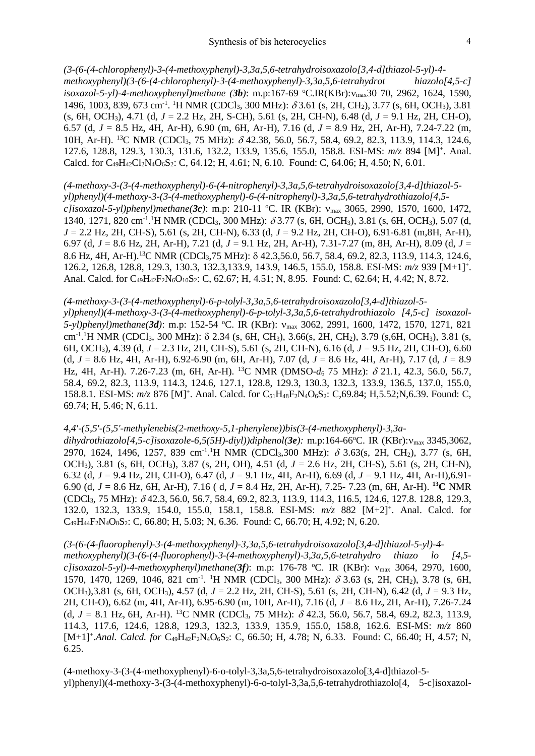*(3-(6-(4-chlorophenyl)-3-(4-methoxyphenyl)-3,3a,5,6-tetrahydroisoxazolo[3,4-d]thiazol-5-yl)-4-methoxyphenyl)(3-(6-(4-chlorophenyl)-3-(4-methoxyphenyl)-3,3a,5,6-tetrahydrot hiazolo[4,5-c] isoxazol-5-yl)-4-methoxyphenyl)methane (**3b**)*: m.p:167-69 °C.IR(KBr):$\nu_{max}$30 70, 2962, 1624, 1590, 1496, 1003, 839, 673 cm$^{-1}$. $^{1}$H NMR (CDCl$_3$, 300 MHz): $\delta$ 3.61 (s, 2H, CH$_2$), 3.77 (s, 6H, OCH$_3$), 3.81 (s, 6H, OCH$_3$), 4.71 (d, *J* = 2.2 Hz, 2H, S-CH), 5.61 (s, 2H, CH-N), 6.48 (d, *J* = 9.1 Hz, 2H, CH-O), 6.57 (d, *J* = 8.5 Hz, 4H, Ar-H), 6.90 (m, 6H, Ar-H), 7.16 (d, *J* = 8.9 Hz, 2H, Ar-H), 7.24-7.22 (m, 10H, Ar-H). $^{13}$C NMR (CDCl$_3$, 75 MHz): $\delta$ 42.38, 56.0, 56.7, 58.4, 69.2, 82.3, 113.9, 114.3, 124.6, 127.6, 128.8, 129.3, 130.3, 131.6, 132.2, 133.9, 135.6, 155.0, 158.8. ESI-MS: *m/z* 894 [M]$^+$. Anal. Calcd. for $C_{49}H_{42}Cl_2N_4O_6S_2$: C, 64.12; H, 4.61; N, 6.10. Found: C, 64.06; H, 4.50; N, 6.01.

*(4-methoxy-3-(3-(4-methoxyphenyl)-6-(4-nitrophenyl)-3,3a,5,6-tetrahydroisoxazolo[3,4-d]thiazol-5-yl)phenyl)(4-methoxy-3-(3-(4-methoxyphenyl)-6-(4-nitrophenyl)-3,3a,5,6-tetrahydrothiazolo[4,5-c]isoxazol-5-yl)phenyl)methane(**3c**)*: m.p: 210-11 °C. IR (KBr): $\nu_{max}$ 3065, 2990, 1570, 1600, 1472, 1340, 1271, 820 cm$^{-1}$.$^{1}$H NMR (CDCl$_3$, 300 MHz): $\delta$ 3.77 (s, 6H, OCH$_3$), 3.81 (s, 6H, OCH$_3$), 5.07 (d, *J* = 2.2 Hz, 2H, CH-S), 5.61 (s, 2H, CH-N), 6.33 (d, *J* = 9.2 Hz, 2H, CH-O), 6.91-6.81 (m,8H, Ar-H), 6.97 (d, *J* = 8.6 Hz, 2H, Ar-H), 7.21 (d, *J* = 9.1 Hz, 2H, Ar-H), 7.31-7.27 (m, 8H, Ar-H), 8.09 (d, *J* = 8.6 Hz, 4H, Ar-H).$^{13}$C NMR (CDCl$_3$,75 MHz): δ 42.3,56.0, 56.7, 58.4, 69.2, 82.3, 113.9, 114.3, 124.6, 126.2, 126.8, 128.8, 129.3, 130.3, 132.3,133.9, 143.9, 146.5, 155.0, 158.8. ESI-MS: *m/z* 939 [M+1]$^+$. Anal. Calcd. for $C_{49}H_{42}F_2N_6O_{10}S_2$: C, 62.67; H, 4.51; N, 8.95. Found: C, 62.64; H, 4.42; N, 8.72.

*(4-methoxy-3-(3-(4-methoxyphenyl)-6-p-tolyl-3,3a,5,6-tetrahydroisoxazolo[3,4-d]thiazol-5-yl)phenyl)(4-methoxy-3-(3-(4-methoxyphenyl)-6-p-tolyl-3,3a,5,6-tetrahydrothiazolo [4,5-c] isoxazol-5-yl)phenyl)methane(**3d**)*: m.p: 152-54 °C. IR (KBr): $\nu_{max}$ 3062, 2991, 1600, 1472, 1570, 1271, 821 cm$^{-1}$.$^{1}$H NMR (CDCl$_3$, 300 MHz): δ 2.34 (s, 6H, CH$_3$), 3.66(s, 2H, CH$_2$), 3.79 (s,6H, OCH$_3$), 3.81 (s, 6H, OCH$_3$), 4.39 (d, *J* = 2.3 Hz, 2H, CH-S), 5.61 (s, 2H, CH-N), 6.16 (d, *J* = 9.5 Hz, 2H, CH-O), 6.60 (d, *J* = 8.6 Hz, 4H, Ar-H), 6.92-6.90 (m, 6H, Ar-H), 7.07 (d, *J* = 8.6 Hz, 4H, Ar-H), 7.17 (d, *J* = 8.9 Hz, 4H, Ar-H). 7.26-7.23 (m, 6H, Ar-H). $^{13}$C NMR (DMSO-$d_6$ 75 MHz): $\delta$ 21.1, 42.3, 56.0, 56.7, 58.4, 69.2, 82.3, 113.9, 114.3, 124.6, 127.1, 128.8, 129.3, 130.3, 132.3, 133.9, 136.5, 137.0, 155.0, 158.8.1. ESI-MS: *m/z* 876 [M]$^+$. Anal. Calcd. for $C_{51}H_{48}F_2N_4O_6S_2$: C,69.84; H,5.52;N,6.39. Found: C, 69.74; H, 5.46; N, 6.11.

*4,4'-(5,5'-(5,5'-methylenebis(2-methoxy-5,1-phenylene))bis(3-(4-methoxyphenyl)-3,3a-dihydrothiazolo[4,5-c]isoxazole-6,5(5H)-diyl))diphenol(**3e**)*: m.p:164-66°C. IR (KBr):$\nu_{max}$ 3345,3062, 2970, 1624, 1496, 1257, 839 cm$^{-1}$.$^{1}$H NMR (CDCl$_3$,300 MHz): $\delta$ 3.63(s, 2H, CH$_2$), 3.77 (s, 6H, OCH$_3$), 3.81 (s, 6H, OCH$_3$), 3.87 (s, 2H, OH), 4.51 (d, *J* = 2.6 Hz, 2H, CH-S), 5.61 (s, 2H, CH-N), 6.32 (d, *J* = 9.4 Hz, 2H, CH-O), 6.47 (d, *J* = 9.1 Hz, 4H, Ar-H), 6.69 (d, *J* = 9.1 Hz, 4H, Ar-H),6.91-6.90 (d, *J* = 8.6 Hz, 6H, Ar-H), 7.16 ( d, *J* = 8.4 Hz, 2H, Ar-H), 7.25- 7.23 (m, 6H, Ar-H). **$^{13}$C** NMR (CDCl$_3$, 75 MHz): $\delta$ 42.3, 56.0, 56.7, 58.4, 69.2, 82.3, 113.9, 114.3, 116.5, 124.6, 127.8. 128.8, 129.3, 132.0, 132.3, 133.9, 154.0, 155.0, 158.1, 158.8. ESI-MS: *m/z* 882 [M+2]$^+$. Anal. Calcd. for $C_{49}H_{44}F_2N_4O_8S_2$: C, 66.80; H, 5.03; N, 6.36. Found: C, 66.70; H, 4.92; N, 6.20.

*(3-(6-(4-fluorophenyl)-3-(4-methoxyphenyl)-3,3a,5,6-tetrahydroisoxazolo[3,4-d]thiazol-5-yl)-4-methoxyphenyl)(3-(6-(4-fluorophenyl)-3-(4-methoxyphenyl)-3,3a,5,6-tetrahydro thiazo lo [4,5-c]isoxazol-5-yl)-4-methoxyphenyl)methane(**3f**)*: m.p: 176-78 °C. IR (KBr): $\nu_{max}$ 3064, 2970, 1600, 1570, 1470, 1269, 1046, 821 cm$^{-1}$. $^{1}$H NMR (CDCl$_3$, 300 MHz): $\delta$ 3.63 (s, 2H, CH$_2$), 3.78 (s, 6H, OCH$_3$),3.81 (s, 6H, OCH$_3$), 4.57 (d, *J* = 2.2 Hz, 2H, CH-S), 5.61 (s, 2H, CH-N), 6.42 (d, *J* = 9.3 Hz, 2H, CH-O), 6.62 (m, 4H, Ar-H), 6.95-6.90 (m, 10H, Ar-H), 7.16 (d, *J* = 8.6 Hz, 2H, Ar-H), 7.26-7.24 (d, *J* = 8.1 Hz, 6H, Ar-H). $^{13}$C NMR (CDCl$_3$, 75 MHz): $\delta$ 42.3, 56.0, 56.7, 58.4, 69.2, 82.3, 113.9, 114.3, 117.6, 124.6, 128.8, 129.3, 132.3, 133.9, 135.9, 155.0, 158.8, 162.6. ESI-MS: *m/z* 860 [M+1]$^+$.*Anal. Calcd. for* $C_{49}H_{42}F_2N_4O_6S_2$: C, 66.50; H, 4.78; N, 6.33. Found: C, 66.40; H, 4.57; N, 6.25.

(4-methoxy-3-(3-(4-methoxyphenyl)-6-o-tolyl-3,3a,5,6-tetrahydroisoxazolo[3,4-d]thiazol-5-yl)phenyl)(4-methoxy-3-(3-(4-methoxyphenyl)-6-o-tolyl-3,3a,5,6-tetrahydrothiazolo[4, 5-c]isoxazol-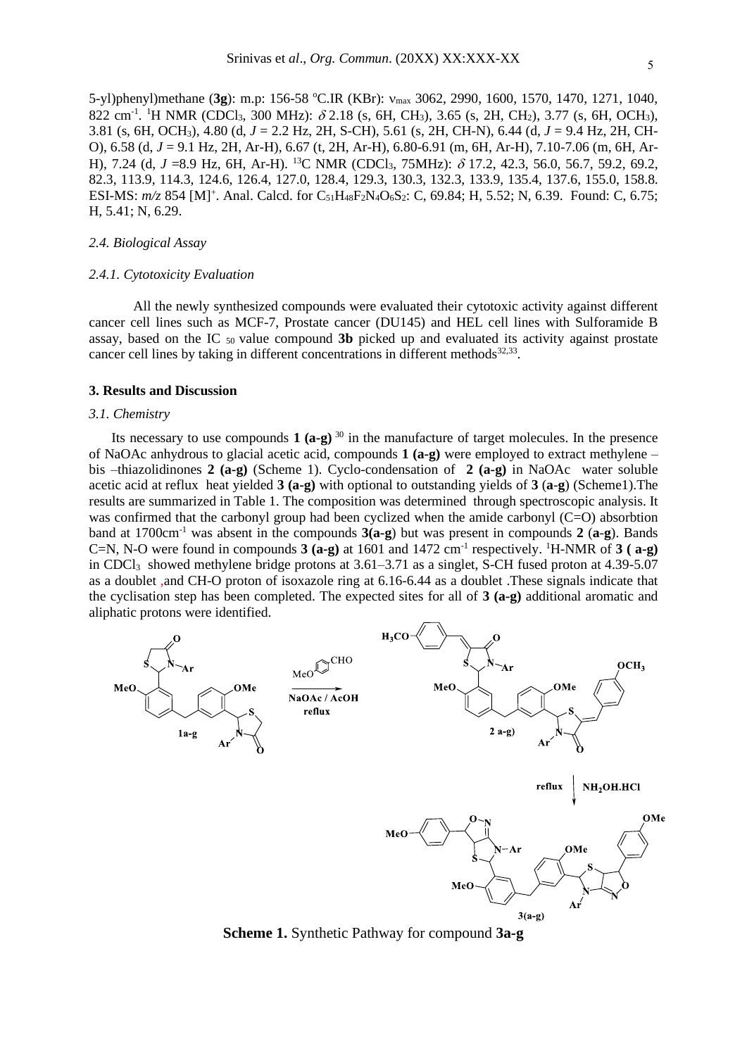5-yl)phenyl)methane (**3g**): m.p: 156-58 °C.IR (KBr): $\nu_{max}$ 3062, 2990, 1600, 1570, 1470, 1271, 1040, 822 cm$^{-1}$. $^1$H NMR (CDCl$_3$, 300 MHz): $\delta$ 2.18 (s, 6H, CH$_3$), 3.65 (s, 2H, CH$_2$), 3.77 (s, 6H, OCH$_3$), 3.81 (s, 6H, OCH$_3$), 4.80 (d, $J$ = 2.2 Hz, 2H, S-CH), 5.61 (s, 2H, CH-N), 6.44 (d, $J$ = 9.4 Hz, 2H, CH-O), 6.58 (d, $J$ = 9.1 Hz, 2H, Ar-H), 6.67 (t, 2H, Ar-H), 6.80-6.91 (m, 6H, Ar-H), 7.10-7.06 (m, 6H, Ar-H), 7.24 (d, $J$ =8.9 Hz, 6H, Ar-H). $^{13}$C NMR (CDCl$_3$, 75MHz): $\delta$ 17.2, 42.3, 56.0, 56.7, 59.2, 69.2, 82.3, 113.9, 114.3, 124.6, 126.4, 127.0, 128.4, 129.3, 130.3, 132.3, 133.9, 135.4, 137.6, 155.0, 158.8. ESI-MS: $m/z$ 854 [M]$^+$. Anal. Calcd. for $C_{51}H_{48}F_2N_4O_6S_2$: C, 69.84; H, 5.52; N, 6.39. Found: C, 6.75; H, 5.41; N, 6.29.

### *2.4. Biological Assay*

#### *2.4.1. Cytotoxicity Evaluation*

All the newly synthesized compounds were evaluated their cytotoxic activity against different cancer cell lines such as MCF-7, Prostate cancer (DU145) and HEL cell lines with Sulforamide B assay, based on the IC $_{50}$ value compound **3b** picked up and evaluated its activity against prostate cancer cell lines by taking in different concentrations in different methods[32,33].

## 3. Results and Discussion

### *3.1. Chemistry*

Its necessary to use compounds **1 (a-g)** [30] in the manufacture of target molecules. In the presence of NaOAc anhydrous to glacial acetic acid, compounds **1 (a-g)** were employed to extract methylene –bis –thiazolidinones **2 (a-g)** (Scheme 1). Cyclo-condensation of **2 (a-g)** in NaOAc water soluble acetic acid at reflux heat yielded **3 (a-g)** with optional to outstanding yields of **3** (**a-g**) (Scheme1).The results are summarized in Table 1. The composition was determined through spectroscopic analysis. It was confirmed that the carbonyl group had been cyclized when the amide carbonyl (C=O) absorbtion band at 1700cm$^{-1}$ was absent in the compounds **3(a-g**) but was present in compounds **2** (**a-g**). Bands C=N, N-O were found in compounds **3 (a-g)** at 1601 and 1472 cm$^{-1}$ respectively. $^1$H-NMR of **3 ( a-g)** in CDCl$_3$ showed methylene bridge protons at 3.61–3.71 as a singlet, S-CH fused proton at 4.39-5.07 as a doublet ,and CH-O proton of isoxazole ring at 6.16-6.44 as a doublet .These signals indicate that the cyclisation step has been completed. The expected sites for all of **3 (a-g)** additional aromatic and aliphatic protons were identified.

**Scheme 1.** Synthetic Pathway for compound **3a-g**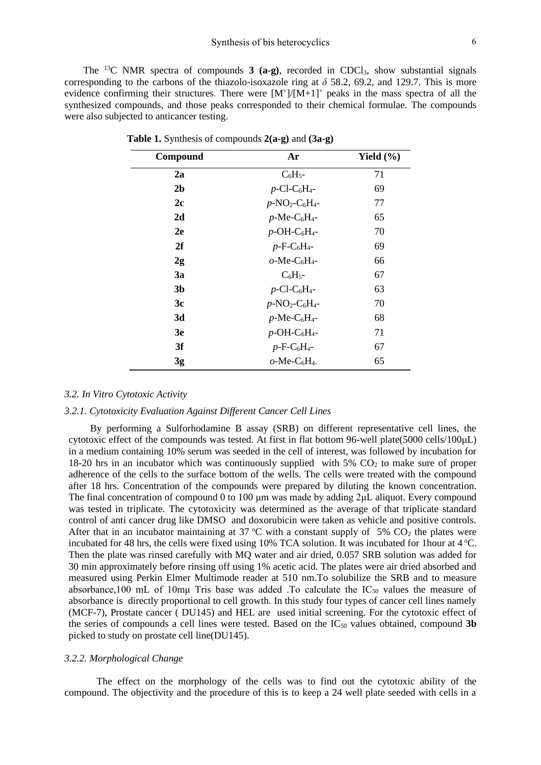The $^{13}C$ NMR spectra of compounds **3 (a-g)**, recorded in $CDCl_3$, show substantial signals corresponding to the carbons of the thiazolo-isoxazole ring at $\delta$ 58.2, 69.2, and 129.7. This is more evidence confirming their structures. There were $[M^+]/[M+1]^+$ peaks in the mass spectra of all the synthesized compounds, and those peaks corresponded to their chemical formulae. The compounds were also subjected to anticancer testing.

**Table 1.** Synthesis of compounds **2(a-g)** and **(3a-g)**

| Compound | Ar | Yield (%) |
|---|---|---|
| **2a** | $C_6H_5$- | 71 |
| **2b** | *p*-Cl-$C_6H_4$- | 69 |
| **2c** | *p*-$NO_2$-$C_6H_4$- | 77 |
| **2d** | *p*-Me-$C_6H_4$- | 65 |
| **2e** | *p*-OH-$C_6H_4$- | 70 |
| **2f** | *p*-F-$C_6H_4$- | 69 |
| **2g** | *o*-Me-$C_6H_4$- | 66 |
| **3a** | $C_6H_5$- | 67 |
| **3b** | *p*-Cl-$C_6H_4$- | 63 |
| **3c** | *p*-$NO_2$-$C_6H_4$- | 70 |
| **3d** | *p*-Me-$C_6H_4$- | 68 |
| **3e** | *p*-OH-$C_6H_4$- | 71 |
| **3f** | *p*-F-$C_6H_4$- | 67 |
| **3g** | *o*-Me-$C_6H_4$- | 65 |

### *3.2. In Vitro Cytotoxic Activity*

#### *3.2.1. Cytotoxicity Evaluation Against Different Cancer Cell Lines*

By performing a Sulforhodamine B assay (SRB) on different representative cell lines, the cytotoxic effect of the compounds was tested. At first in flat bottom 96-well plate(5000 cells/100μL) in a medium containing 10% serum was seeded in the cell of interest, was followed by incubation for 18-20 hrs in an incubator which was continuously supplied with 5% $CO_2$ to make sure of proper adherence of the cells to the surface bottom of the wells. The cells were treated with the compound after 18 hrs. Concentration of the compounds were prepared by diluting the known concentration. The final concentration of compound 0 to 100 μm was made by adding 2μL aliquot. Every compound was tested in triplicate. The cytotoxicity was determined as the average of that triplicate standard control of anti cancer drug like DMSO and doxorubicin were taken as vehicle and positive controls. After that in an incubator maintaining at 37 ºC with a constant supply of 5% $CO_2$ the plates were incubated for 48 hrs, the cells were fixed using 10% TCA solution. It was incubated for 1hour at 4 ºC. Then the plate was rinsed carefully with MQ water and air dried, 0.057 SRB solution was added for 30 min approximately before rinsing off using 1% acetic acid. The plates were air dried absorbed and measured using Perkin Elmer Multimode reader at 510 nm.To solubilize the SRB and to measure absorbance,100 mL of 10mμ Tris base was added .To calculate the $IC_{50}$ values the measure of absorbance is directly proportional to cell growth. In this study four types of cancer cell lines namely (MCF-7), Prostate cancer ( DU145) and HEL are used initial screening. For the cytotoxic effect of the series of compounds a cell lines were tested. Based on the $IC_{50}$ values obtained, compound **3b** picked to study on prostate cell line(DU145).

#### *3.2.2. Morphological Change*

The effect on the morphology of the cells was to find out the cytotoxic ability of the compound. The objectivity and the procedure of this is to keep a 24 well plate seeded with cells in a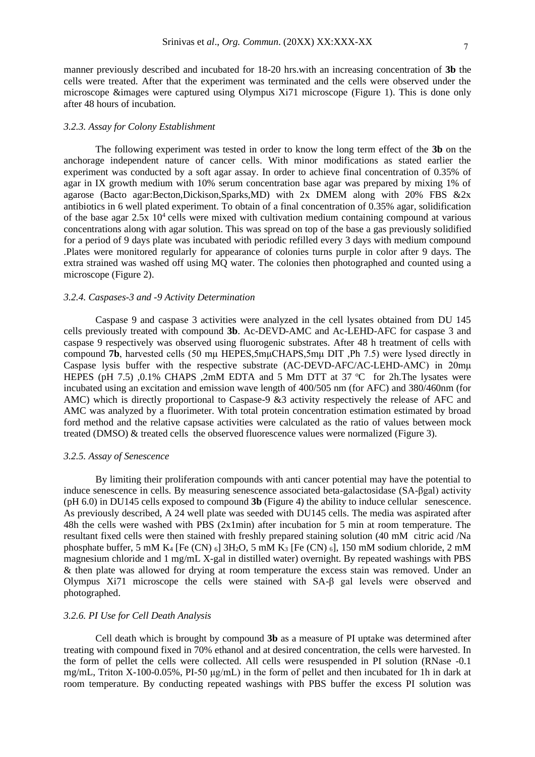manner previously described and incubated for 18-20 hrs.with an increasing concentration of **3b** the cells were treated. After that the experiment was terminated and the cells were observed under the microscope &images were captured using Olympus Xi71 microscope (Figure 1). This is done only after 48 hours of incubation.

### *3.2.3. Assay for Colony Establishment*

The following experiment was tested in order to know the long term effect of the **3b** on the anchorage independent nature of cancer cells. With minor modifications as stated earlier the experiment was conducted by a soft agar assay. In order to achieve final concentration of 0.35% of agar in IX growth medium with 10% serum concentration base agar was prepared by mixing 1% of agarose (Bacto agar:Becton,Dickison,Sparks,MD) with 2x DMEM along with 20% FBS &2x antibiotics in 6 well plated experiment. To obtain of a final concentration of 0.35% agar, solidification of the base agar 2.5x $10^4$ cells were mixed with cultivation medium containing compound at various concentrations along with agar solution. This was spread on top of the base a gas previously solidified for a period of 9 days plate was incubated with periodic refilled every 3 days with medium compound .Plates were monitored regularly for appearance of colonies turns purple in color after 9 days. The extra strained was washed off using MQ water. The colonies then photographed and counted using a microscope (Figure 2).

### *3.2.4. Caspases-3 and -9 Activity Determination*

Caspase 9 and caspase 3 activities were analyzed in the cell lysates obtained from DU 145 cells previously treated with compound **3b**. Ac-DEVD-AMC and Ac-LEHD-AFC for caspase 3 and caspase 9 respectively was observed using fluorogenic substrates. After 48 h treatment of cells with compound **7b**, harvested cells (50 mμ HEPES,5mμCHAPS,5mμ DIT ,Ph 7.5) were lysed directly in Caspase lysis buffer with the respective substrate (AC-DEVD-AFC/AC-LEHD-AMC) in 20mμ HEPES (pH 7.5) ,0.1% CHAPS ,2mM EDTA and 5 Mm DTT at 37 $^{o}$C for 2h.The lysates were incubated using an excitation and emission wave length of 400/505 nm (for AFC) and 380/460nm (for AMC) which is directly proportional to Caspase-9 &3 activity respectively the release of AFC and AMC was analyzed by a fluorimeter. With total protein concentration estimation estimated by broad ford method and the relative capsase activities were calculated as the ratio of values between mock treated (DMSO) & treated cells the observed fluorescence values were normalized (Figure 3).

### *3.2.5. Assay of Senescence*

By limiting their proliferation compounds with anti cancer potential may have the potential to induce senescence in cells. By measuring senescence associated beta-galactosidase (SA-βgal) activity (pH 6.0) in DU145 cells exposed to compound **3b** (Figure 4) the ability to induce cellular senescence. As previously described, A 24 well plate was seeded with DU145 cells. The media was aspirated after 48h the cells were washed with PBS (2x1min) after incubation for 5 min at room temperature. The resultant fixed cells were then stained with freshly prepared staining solution (40 mM citric acid /Na phosphate buffer, 5 mM $K_4$ [Fe (CN) $_6$] $3H_2O$, 5 mM $K_3$ [Fe (CN) $_6$], 150 mM sodium chloride, 2 mM magnesium chloride and 1 mg/mL X-gal in distilled water) overnight. By repeated washings with PBS & then plate was allowed for drying at room temperature the excess stain was removed. Under an Olympus Xi71 microscope the cells were stained with SA-β gal levels were observed and photographed.

### *3.2.6. PI Use for Cell Death Analysis*

Cell death which is brought by compound **3b** as a measure of PI uptake was determined after treating with compound fixed in 70% ethanol and at desired concentration, the cells were harvested. In the form of pellet the cells were collected. All cells were resuspended in PI solution (RNase -0.1 mg/mL, Triton X-100-0.05%, PI-50 μg/mL) in the form of pellet and then incubated for 1h in dark at room temperature. By conducting repeated washings with PBS buffer the excess PI solution was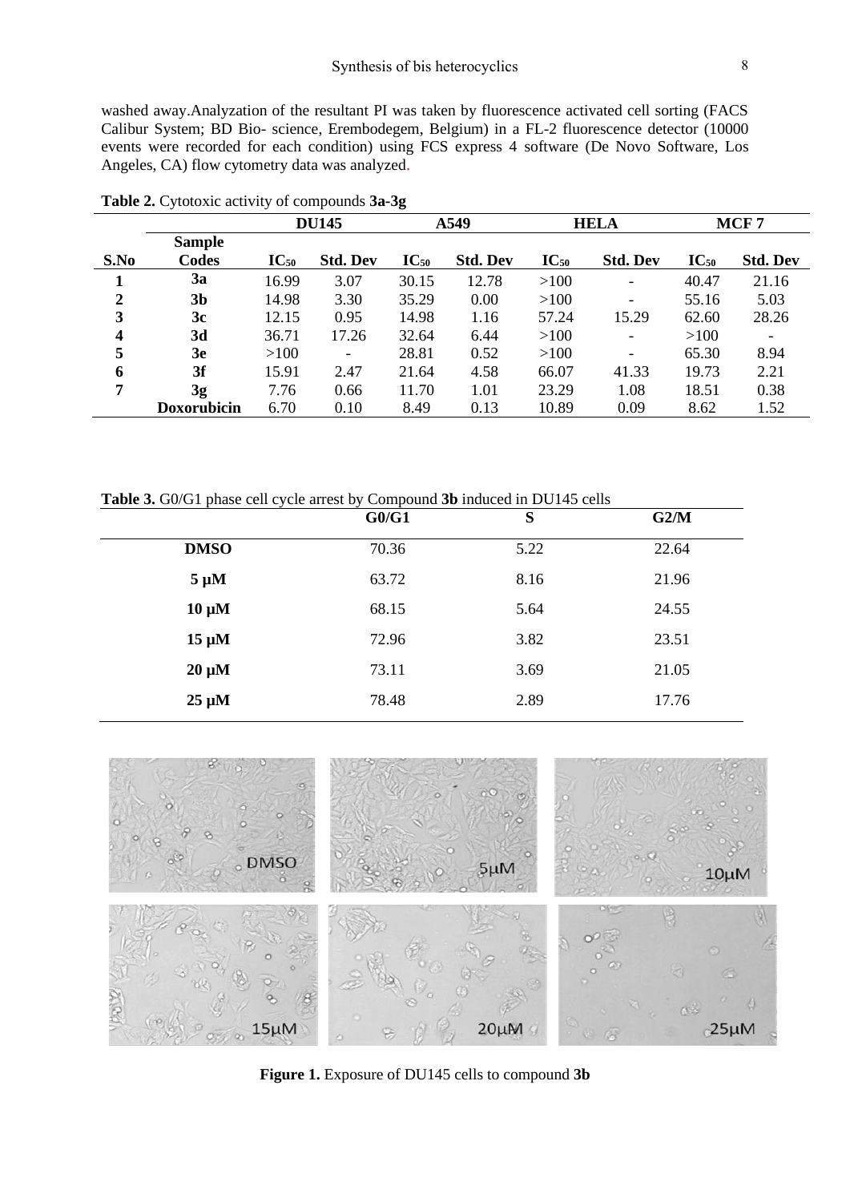washed away.Analyzation of the resultant PI was taken by fluorescence activated cell sorting (FACS Calibur System; BD Bio- science, Erembodegem, Belgium) in a FL-2 fluorescence detector (10000 events were recorded for each condition) using FCS express 4 software (De Novo Software, Los Angeles, CA) flow cytometry data was analyzed.

**Table 2.** Cytotoxic activity of compounds **3a-3g**

| | | DU145 | | A549 | | HELA | | MCF 7 | |
|---|---|---|---|---|---|---|---|---|---|
| **S.No** | **Sample Codes** | **$IC_{50}$** | **Std. Dev** | **$IC_{50}$** | **Std. Dev** | **$IC_{50}$** | **Std. Dev** | **$IC_{50}$** | **Std. Dev** |
| **1** | **3a** | 16.99 | 3.07 | 30.15 | 12.78 | >100 | - | 40.47 | 21.16 |
| **2** | **3b** | 14.98 | 3.30 | 35.29 | 0.00 | >100 | - | 55.16 | 5.03 |
| **3** | **3c** | 12.15 | 0.95 | 14.98 | 1.16 | 57.24 | 15.29 | 62.60 | 28.26 |
| **4** | **3d** | 36.71 | 17.26 | 32.64 | 6.44 | >100 | - | >100 | - |
| **5** | **3e** | >100 | - | 28.81 | 0.52 | >100 | - | 65.30 | 8.94 |
| **6** | **3f** | 15.91 | 2.47 | 21.64 | 4.58 | 66.07 | 41.33 | 19.73 | 2.21 |
| **7** | **3g** | 7.76 | 0.66 | 11.70 | 1.01 | 23.29 | 1.08 | 18.51 | 0.38 |
| | **Doxorubicin** | 6.70 | 0.10 | 8.49 | 0.13 | 10.89 | 0.09 | 8.62 | 1.52 |

**Table 3.** G0/G1 phase cell cycle arrest by Compound **3b** induced in DU145 cells

| | **G0/G1** | **S** | **G2/M** |
|---|---|---|---|
| **DMSO** | 70.36 | 5.22 | 22.64 |
| **5 µM** | 63.72 | 8.16 | 21.96 |
| **10 µM** | 68.15 | 5.64 | 24.55 |
| **15 µM** | 72.96 | 3.82 | 23.51 |
| **20 µM** | 73.11 | 3.69 | 21.05 |
| **25 µM** | 78.48 | 2.89 | 17.76 |

**Figure 1.** Exposure of DU145 cells to compound **3b**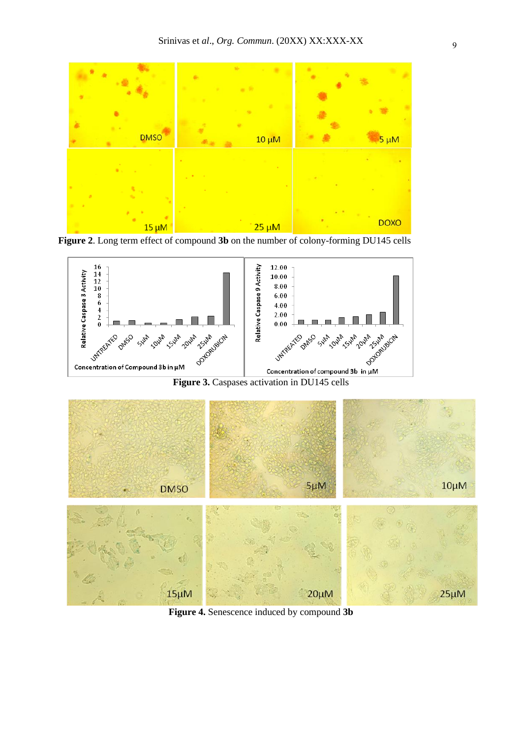**Figure 2**. Long term effect of compound **3b** on the number of colony-forming DU145 cells

**Figure 3.** Caspases activation in DU145 cells

**Figure 4.** Senescence induced by compound **3b**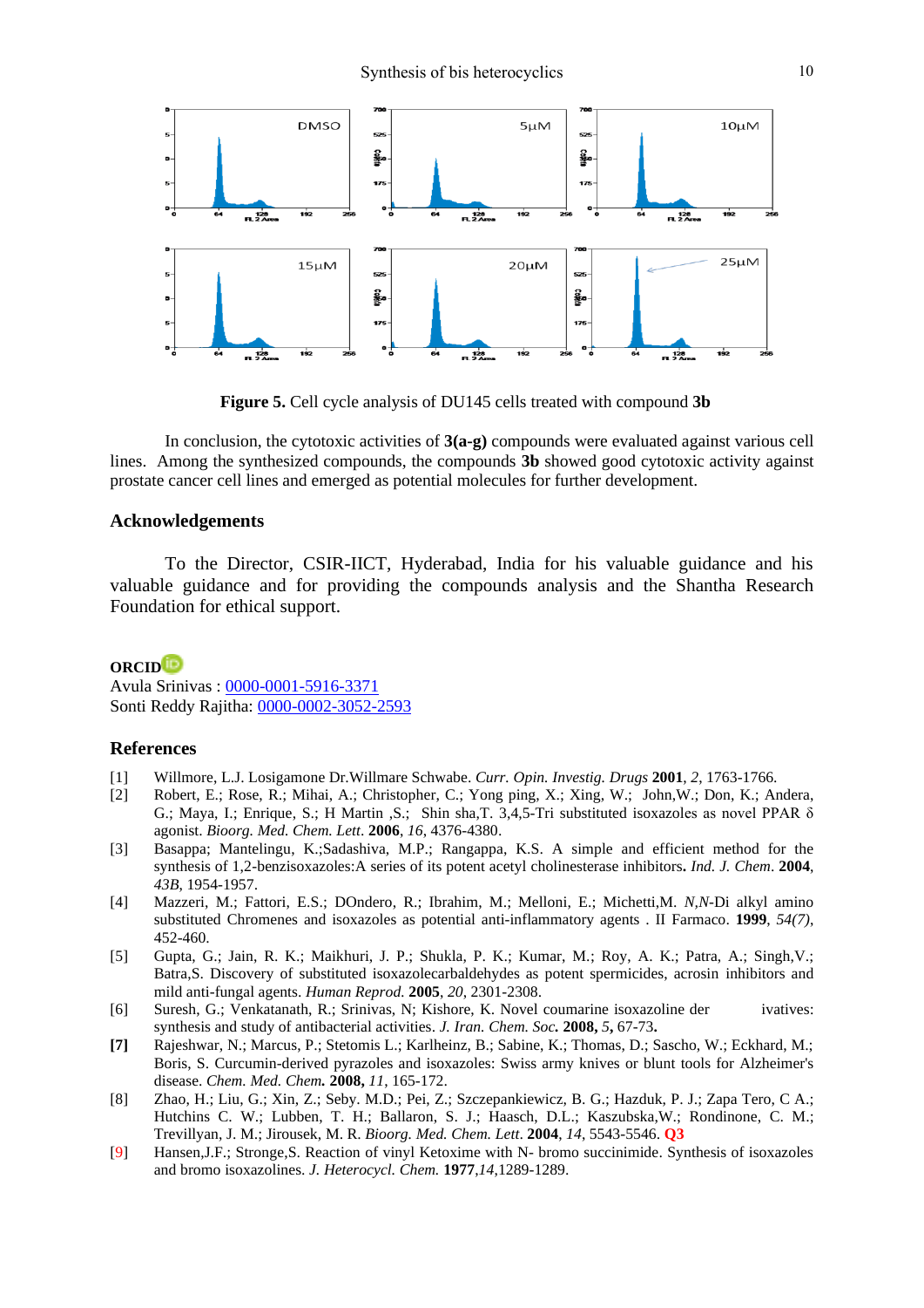**Figure 5.** Cell cycle analysis of DU145 cells treated with compound **3b**

In conclusion, the cytotoxic activities of **3(a-g)** compounds were evaluated against various cell lines. Among the synthesized compounds, the compounds **3b** showed good cytotoxic activity against prostate cancer cell lines and emerged as potential molecules for further development.

## Acknowledgements

To the Director, CSIR-IICT, Hyderabad, India for his valuable guidance and his valuable guidance and for providing the compounds analysis and the Shantha Research Foundation for ethical support.

**ORCID**

Avula Srinivas : 0000-0001-5916-3371
Sonti Reddy Rajitha: 0000-0002-3052-2593

## References

[1] Willmore, L.J. Losigamone Dr.Willmare Schwabe. *Curr. Opin. Investig. Drugs* **2001**, *2*, 1763-1766.

[2] Robert, E.; Rose, R.; Mihai, A.; Christopher, C.; Yong ping, X.; Xing, W.; John,W.; Don, K.; Andera, G.; Maya, I.; Enrique, S.; H Martin ,S.; Shin sha,T. 3,4,5-Tri substituted isoxazoles as novel PPAR δ agonist. *Bioorg. Med. Chem. Lett*. **2006**, *16*, 4376-4380.

[3] Basappa; Mantelingu, K.;Sadashiva, M.P.; Rangappa, K.S. A simple and efficient method for the synthesis of 1,2-benzisoxazoles:A series of its potent acetyl cholinesterase inhibitors**.** *Ind. J. Chem*. **2004**, *43B*, 1954-1957.

[4] Mazzeri, M.; Fattori, E.S.; DOndero, R.; Ibrahim, M.; Melloni, E.; Michetti,M. *N,N*-Di alkyl amino substituted Chromenes and isoxazoles as potential anti-inflammatory agents . II Farmaco. **1999**, *54(7)*, 452-460.

[5] Gupta, G.; Jain, R. K.; Maikhuri, J. P.; Shukla, P. K.; Kumar, M.; Roy, A. K.; Patra, A.; Singh,V.; Batra,S. Discovery of substituted isoxazolecarbaldehydes as potent spermicides, acrosin inhibitors and mild anti-fungal agents. *Human Reprod.* **2005**, *20*, 2301-2308.

[6] Suresh, G.; Venkatanath, R.; Srinivas, N; Kishore, K. Novel coumarine isoxazoline der ivatives: synthesis and study of antibacterial activities. *J. Iran. Chem. Soc.* **2008,** *5***,** 67-73**.**

**[7]** Rajeshwar, N.; Marcus, P.; Stetomis L.; Karlheinz, B.; Sabine, K.; Thomas, D.; Sascho, W.; Eckhard, M.; Boris, S. Curcumin-derived pyrazoles and isoxazoles: Swiss army knives or blunt tools for Alzheimer's disease. *Chem. Med. Chem.* **2008,** *11*, 165-172.

[8] Zhao, H.; Liu, G.; Xin, Z.; Seby. M.D.; Pei, Z.; Szczepankiewicz, B. G.; Hazduk, P. J.; Zapa Tero, C A.; Hutchins C. W.; Lubben, T. H.; Ballaron, S. J.; Haasch, D.L.; Kaszubska,W.; Rondinone, C. M.; Trevillyan, J. M.; Jirousek, M. R. *Bioorg. Med. Chem. Lett*. **2004**, *14*, 5543-5546. **Q3**

[9] Hansen,J.F.; Stronge,S. Reaction of vinyl Ketoxime with N- bromo succinimide. Synthesis of isoxazoles and bromo isoxazolines. *J. Heterocycl. Chem.* **1977**,*14*,1289-1289.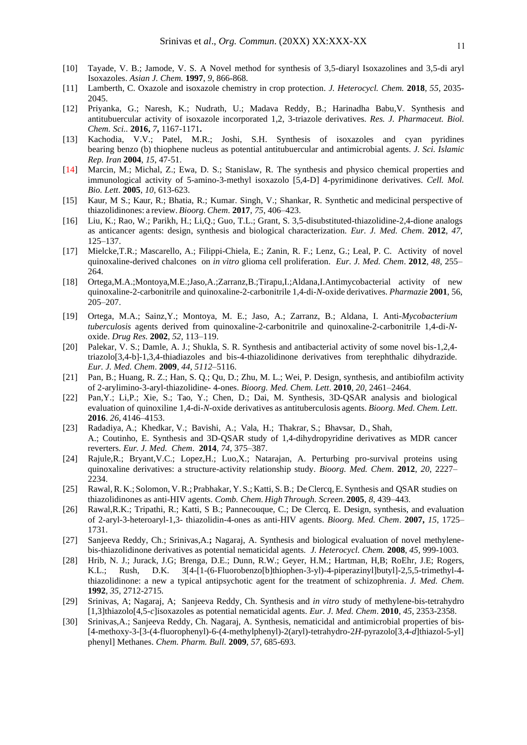[10] Tayade, V. B.; Jamode, V. S. A Novel method for synthesis of 3,5-diaryl Isoxazolines and 3,5-di aryl Isoxazoles. *Asian J. Chem.* **1997**, *9*, 866-868.

[11] Lamberth, C. Oxazole and isoxazole chemistry in crop protection. *J. Heterocycl. Chem.* **2018**, *55*, 2035-2045.

[12] Priyanka, G.; Naresh, K.; Nudrath, U.; Madava Reddy, B.; Harinadha Babu,V. Synthesis and antitubuercular activity of isoxazole incorporated 1,2, 3-triazole derivatives. *Res. J. Pharmaceut. Biol. Chem. Sci..* **2016,** *7***,** 1167-1171**.**

[13] Kachodia, V.V.; Patel, M.R.; Joshi, S.H. Synthesis of isoxazoles and cyan pyridines bearing benzo (b) thiophene nucleus as potential antitubuercular and antimicrobial agents. *J. Sci. Islamic Rep. Iran* **2004**, *15*, 47-51.

[14] Marcin, M.; Michal, Z.; Ewa, D. S.; Stanislaw, R. The synthesis and physico chemical properties and immunological activity of 5-amino-3-methyl isoxazolo [5,4-D] 4-pyrimidinone derivatives. *Cell. Mol. Bio. Lett*. **2005**, *10*, 613-623.

[15] Kaur, M S.; Kaur, R.; Bhatia, R.; Kumar. Singh, V.; Shankar, R. Synthetic and medicinal perspective of thiazolidinones: a review. *Bioorg. Chem*. **2017**, *75*, 406–423.

[16] Liu, K.; Rao, W.; Parikh, H.; Li,Q.; Guo, T.L.; Grant, S. 3,5-disubstituted-thiazolidine-2,4-dione analogs as anticancer agents: design, synthesis and biological characterization. *Eur. J. Med. Chem*. **2012**, *47*, 125–137.

[17] Mielcke,T.R.; Mascarello, A.; Filippi-Chiela, E.; Zanin, R. F.; Lenz, G.; Leal, P. C. Activity of novel quinoxaline-derived chalcones on *in vitro* glioma cell proliferation. *Eur. J. Med. Chem*. **2012**, *48*, 255–264.

[18] Ortega,M.A.;Montoya,M.E.;Jaso,A.;Zarranz,B.;Tirapu,I.;Aldana,I.Antimycobacterial activity of new quinoxaline-2-carbonitrile and quinoxaline-2-carbonitrile 1,4-di-*N*-oxide derivatives. *Pharmazie* **2001**, 56, 205–207.

[19] Ortega, M.A.; Sainz,Y.; Montoya, M. E.; Jaso, A.; Zarranz, B.; Aldana, I. Anti-*Mycobacterium tuberculosis* agents derived from quinoxaline-2-carbonitrile and quinoxaline-2-carbonitrile 1,4-di-*N*-oxide. *Drug Res.* **2002**, *52,* 113–119.

[20] Palekar, V. S.; Damle, A. J.; Shukla, S. R. Synthesis and antibacterial activity of some novel bis-1,2,4-triazolo[3,4-b]-1,3,4-thiadiazoles and bis-4-thiazolidinone derivatives from terephthalic dihydrazide. *Eur. J. Med. Chem*. **2009**, *44, 5112*–5116.

[21] Pan, B.; Huang, R. Z.; Han, S. Q.; Qu, D.; Zhu, M. L.; Wei, P. Design, synthesis, and antibiofilm activity of 2-arylimino-3-aryl-thiazolidine- 4-ones. *Bioorg. Med. Chem. Lett*. **2010**, *20*, 2461–2464.

[22] Pan,Y.; Li,P.; Xie, S.; Tao, Y.; Chen, D.; Dai, M. Synthesis, 3D-QSAR analysis and biological evaluation of quinoxiline 1,4-di-*N*-oxide derivatives as antituberculosis agents. *Bioorg. Med. Chem. Lett*. **2016**. *26*, 4146–4153.

[23] Radadiya, A.; Khedkar, V.; Bavishi, A.; Vala, H.; Thakrar, S.; Bhavsar, D., Shah, A.; Coutinho, E. Synthesis and 3D-QSAR study of 1,4-dihydropyridine derivatives as MDR cancer reverters. *Eur. J. Med. Chem*. **2014**, *74,* 375–387.

[24] Rajule,R.; Bryant,V.C.; Lopez,H.; Luo,X.; Natarajan, A. Perturbing pro-survival proteins using quinoxaline derivatives: a structure-activity relationship study. *Bioorg. Med. Chem*. **2012**, *20*, 2227–2234.

[25] Rawal, R. K.; Solomon, V. R.; Prabhakar, Y. S.; Katti, S. B.; De Clercq, E. Synthesis and QSAR studies on thiazolidinones as anti-HIV agents. *Comb. Chem. High Through. Screen*. **2005**, *8*, 439–443.

[26] Rawal,R.K.; Tripathi, R.; Katti, S B.; Pannecouque, C.; De Clercq, E. Design, synthesis, and evaluation of 2-aryl-3-heteroaryl-1,3- thiazolidin-4-ones as anti-HIV agents. *Bioorg. Med. Chem*. **2007,** *15*, 1725–1731.

[27] Sanjeeva Reddy, Ch.; Srinivas,A.**;** Nagaraj, A. Synthesis and biological evaluation of novel methylene-bis-thiazolidinone derivatives as potential nematicidal agents. *J. Heterocycl. Chem.* **2008**, *45*, 999-1003.

[28] Hrib, N. J.; Jurack, J.G; Brenga, D.E.; Dunn, R.W.; Geyer, H.M.; Hartman, H,B; RoEhr, J.E; Rogers, K.L.; Rush, D.K. 3[4-[1-(6-Fluorobenzo[b]thiophen-3-yl)-4-piperazinyl]butyl]-2,5,5-trimethyl-4-thiazolidinone: a new a typical antipsychotic agent for the treatment of schizophrenia. *J. Med. Chem.* **1992**, *35*, 2712-2715.

[29] Srinivas, A; Nagaraj, A; Sanjeeva Reddy, Ch. Synthesis and *in vitro* study of methylene-bis-tetrahydro [1,3]thiazolo[4,5-*c*]isoxazoles as potential nematicidal agents. *Eur. J. Med. Chem*. **2010**, *45*, 2353-2358.

[30] Srinivas,A.; Sanjeeva Reddy, Ch. Nagaraj, A. Synthesis, nematicidal and antimicrobial properties of bis-[4-methoxy-3-[3-(4-fluorophenyl)-6-(4-methylphenyl)-2(aryl)-tetrahydro-2*H*-pyrazolo[3,4-*d*]thiazol-5-yl] phenyl] Methanes. *Chem. Pharm. Bull.* **2009**, *57*, 685-693.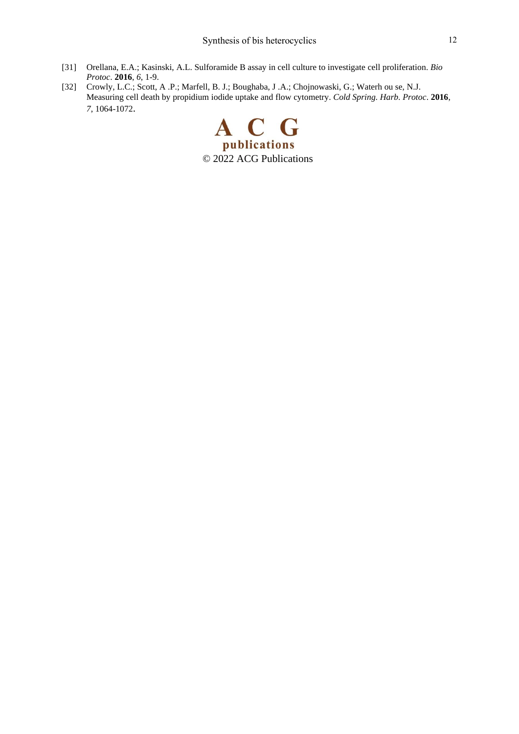[31] Orellana, E.A.; Kasinski, A.L. Sulforamide B assay in cell culture to investigate cell proliferation. *Bio Protoc*. **2016**, *6*, 1-9.

[32] Crowly, L.C.; Scott, A .P.; Marfell, B. J.; Boughaba, J .A.; Chojnowaski, G.; Waterh ou se, N.J. Measuring cell death by propidium iodide uptake and flow cytometry. *Cold Spring. Harb. Protoc*. **2016**, *7*, 1064-1072.

A C G
publications
© 2022 ACG Publications